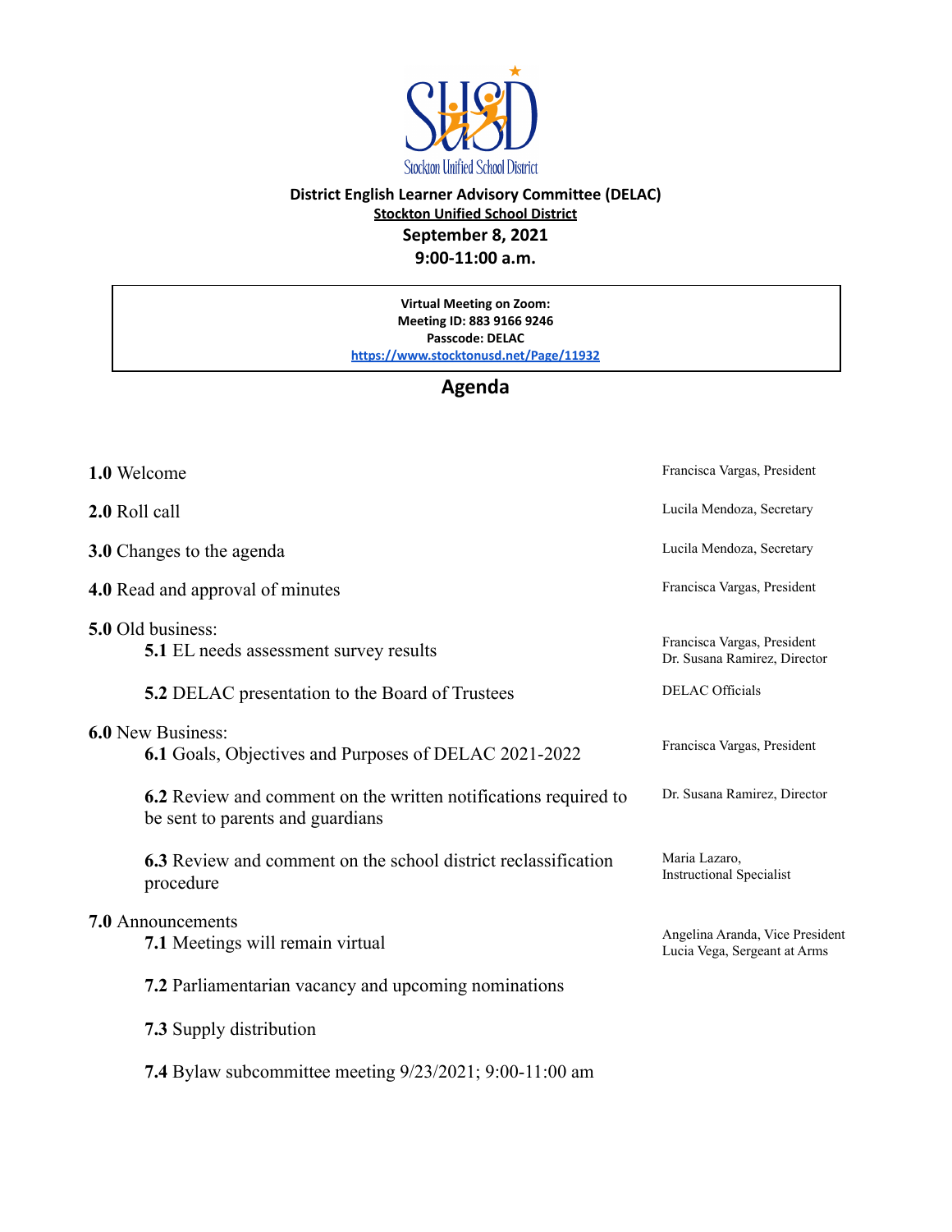Stockton Unified School District

**District English Learner Advisory Committee (DELAC)**

**Stockton Unified School District**

**September 8, 2021**

**9:00-11:00 a.m.**

**Virtual Meeting on Zoom:**
**Meeting ID: 883 9166 9246**
**Passcode: DELAC**
[https://www.stocktonusd.net/Page/11932](https://www.stocktonusd.net/Page/11932)

## Agenda

| Item | Presenter |
|---|---|
| **1.0** Welcome | Francisca Vargas, President |
| **2.0** Roll call | Lucila Mendoza, Secretary |
| **3.0** Changes to the agenda | Lucila Mendoza, Secretary |
| **4.0** Read and approval of minutes | Francisca Vargas, President |
| **5.0** Old business: | |
| **5.1** EL needs assessment survey results | Francisca Vargas, President<br>Dr. Susana Ramirez, Director |
| **5.2** DELAC presentation to the Board of Trustees | DELAC Officials |
| **6.0** New Business: | |
| **6.1** Goals, Objectives and Purposes of DELAC 2021-2022 | Francisca Vargas, President |
| **6.2** Review and comment on the written notifications required to be sent to parents and guardians | Dr. Susana Ramirez, Director |
| **6.3** Review and comment on the school district reclassification procedure | Maria Lazaro,<br>Instructional Specialist |
| **7.0** Announcements | |
| **7.1** Meetings will remain virtual | Angelina Aranda, Vice President<br>Lucia Vega, Sergeant at Arms |
| **7.2** Parliamentarian vacancy and upcoming nominations | |
| **7.3** Supply distribution | |
| **7.4** Bylaw subcommittee meeting 9/23/2021; 9:00-11:00 am | |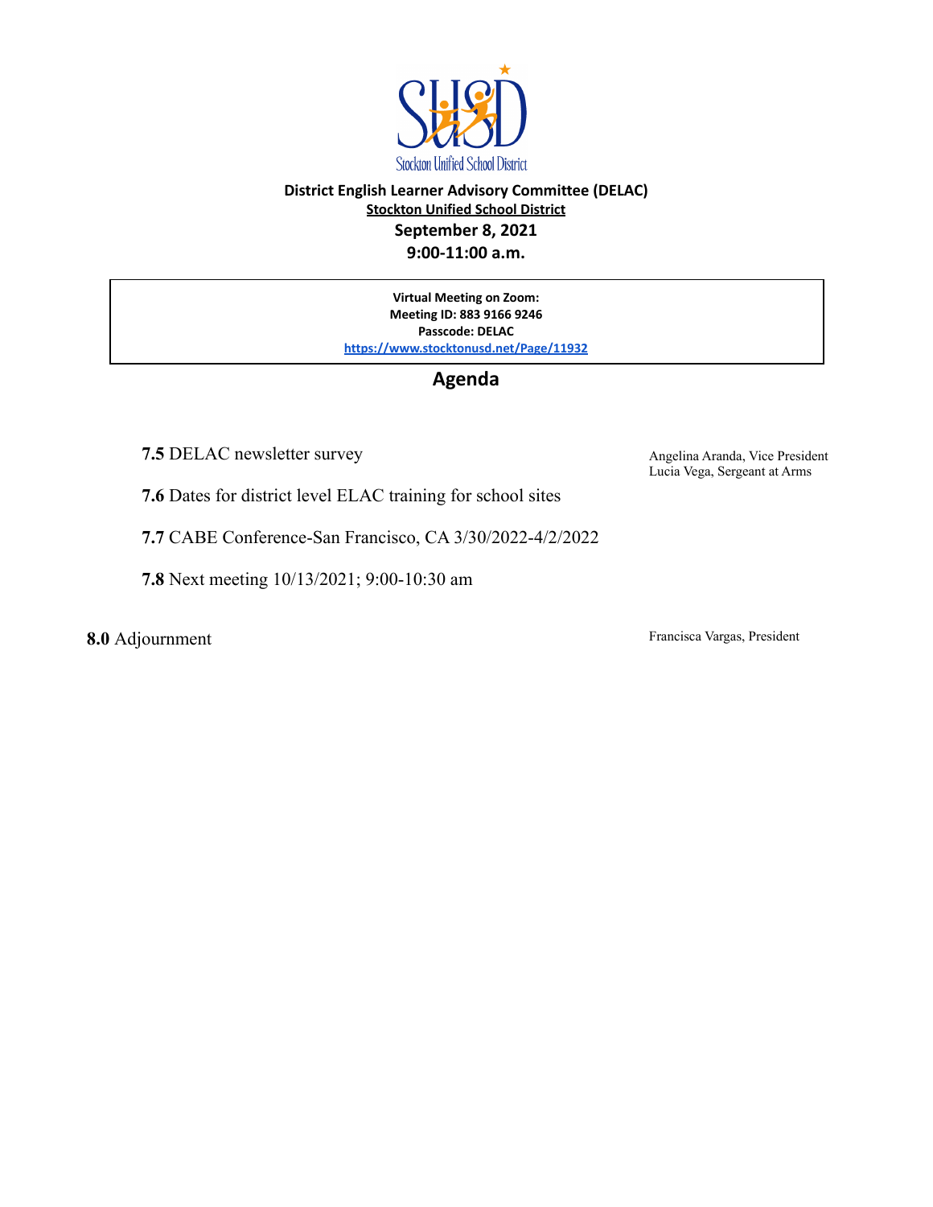Stockton Unified School District

**District English Learner Advisory Committee (DELAC)**
**Stockton Unified School District**
**September 8, 2021**
**9:00-11:00 a.m.**

**Virtual Meeting on Zoom:**
**Meeting ID: 883 9166 9246**
**Passcode: DELAC**
**https://www.stocktonusd.net/Page/11932**

## Agenda

**7.5** DELAC newsletter survey — Angelina Aranda, Vice President; Lucia Vega, Sergeant at Arms

**7.6** Dates for district level ELAC training for school sites

**7.7** CABE Conference-San Francisco, CA 3/30/2022-4/2/2022

**7.8** Next meeting 10/13/2021; 9:00-10:30 am

**8.0** Adjournment — Francisca Vargas, President